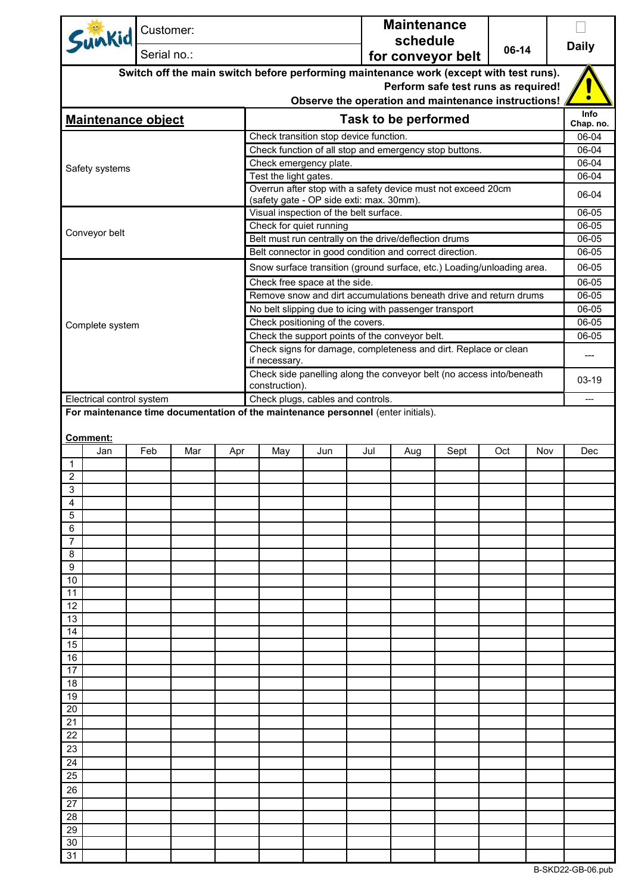| Sunkid | Customer: | Maintenance schedule for conveyor belt | 06-14 | Daily |
|---|---|---|---|---|
| | Serial no.: | | | |

**Switch off the main switch before performing maintenance work (except with test runs).**
**Perform safe test runs as required!**
**Observe the operation and maintenance instructions!**

| Maintenance object | Task to be performed | Info Chap. no. |
|---|---|---|
| Safety systems | Check transition stop device function. | 06-04 |
| | Check function of all stop and emergency stop buttons. | 06-04 |
| | Check emergency plate. | 06-04 |
| | Test the light gates. | 06-04 |
| | Overrun after stop with a safety device must not exceed 20cm (safety gate - OP side exti: max. 30mm). | 06-04 |
| Conveyor belt | Visual inspection of the belt surface. | 06-05 |
| | Check for quiet running | 06-05 |
| | Belt must run centrally on the drive/deflection drums | 06-05 |
| | Belt connector in good condition and correct direction. | 06-05 |
| Complete system | Snow surface transition (ground surface, etc.) Loading/unloading area. | 06-05 |
| | Check free space at the side. | 06-05 |
| | Remove snow and dirt accumulations beneath drive and return drums | 06-05 |
| | No belt slipping due to icing with passenger transport | 06-05 |
| | Check positioning of the covers. | 06-05 |
| | Check the support points of the conveyor belt. | 06-05 |
| | Check signs for damage, completeness and dirt. Replace or clean if necessary. | --- |
| | Check side panelling along the conveyor belt (no access into/beneath construction). | 03-19 |
| Electrical control system | Check plugs, cables and controls. | --- |

**For maintenance time documentation of the maintenance personnel** (enter initials).

**Comment:**

| | Jan | Feb | Mar | Apr | May | Jun | Jul | Aug | Sept | Oct | Nov | Dec |
|---|---|---|---|---|---|---|---|---|---|---|---|---|
| 1 | | | | | | | | | | | | |
| 2 | | | | | | | | | | | | |
| 3 | | | | | | | | | | | | |
| 4 | | | | | | | | | | | | |
| 5 | | | | | | | | | | | | |
| 6 | | | | | | | | | | | | |
| 7 | | | | | | | | | | | | |
| 8 | | | | | | | | | | | | |
| 9 | | | | | | | | | | | | |
| 10 | | | | | | | | | | | | |
| 11 | | | | | | | | | | | | |
| 12 | | | | | | | | | | | | |
| 13 | | | | | | | | | | | | |
| 14 | | | | | | | | | | | | |
| 15 | | | | | | | | | | | | |
| 16 | | | | | | | | | | | | |
| 17 | | | | | | | | | | | | |
| 18 | | | | | | | | | | | | |
| 19 | | | | | | | | | | | | |
| 20 | | | | | | | | | | | | |
| 21 | | | | | | | | | | | | |
| 22 | | | | | | | | | | | | |
| 23 | | | | | | | | | | | | |
| 24 | | | | | | | | | | | | |
| 25 | | | | | | | | | | | | |
| 26 | | | | | | | | | | | | |
| 27 | | | | | | | | | | | | |
| 28 | | | | | | | | | | | | |
| 29 | | | | | | | | | | | | |
| 30 | | | | | | | | | | | | |
| 31 | | | | | | | | | | | | |

B-SKD22-GB-06.pub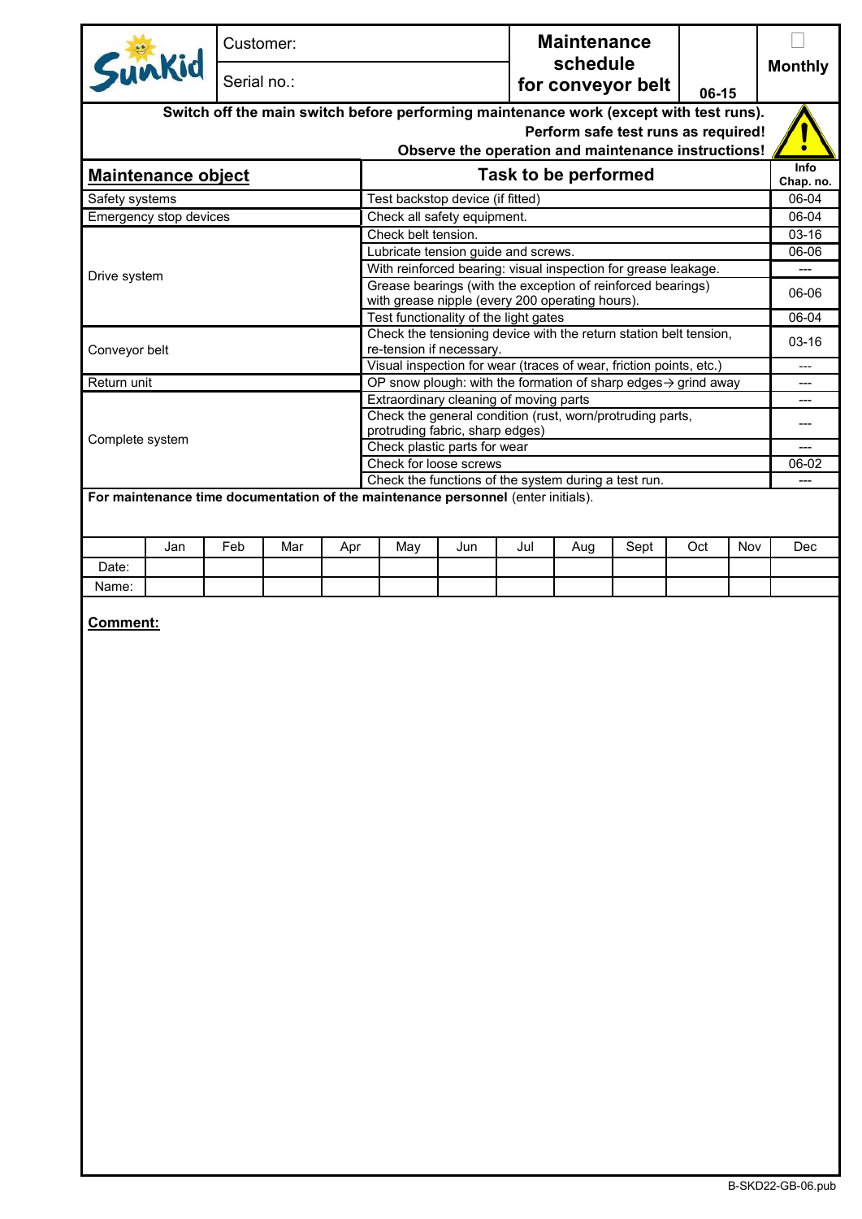| Sunkid | Customer: | Maintenance schedule for conveyor belt | | ☐ Monthly |
|---|---|---|---|---|
| | Serial no.: | | 06-15 | |

**Switch off the main switch before performing maintenance work (except with test runs).**
**Perform safe test runs as required!**
**Observe the operation and maintenance instructions!**

| Maintenance object | Task to be performed | Info Chap. no. |
|---|---|---|
| Safety systems | Test backstop device (if fitted) | 06-04 |
| Emergency stop devices | Check all safety equipment. | 06-04 |
| Drive system | Check belt tension. | 03-16 |
| | Lubricate tension guide and screws. | 06-06 |
| | With reinforced bearing: visual inspection for grease leakage. | --- |
| | Grease bearings (with the exception of reinforced bearings) with grease nipple (every 200 operating hours). | 06-06 |
| | Test functionality of the light gates | 06-04 |
| Conveyor belt | Check the tensioning device with the return station belt tension, re-tension if necessary. | 03-16 |
| | Visual inspection for wear (traces of wear, friction points, etc.) | --- |
| Return unit | OP snow plough: with the formation of sharp edges→ grind away | --- |
| Complete system | Extraordinary cleaning of moving parts | --- |
| | Check the general condition (rust, worn/protruding parts, protruding fabric, sharp edges) | --- |
| | Check plastic parts for wear | --- |
| | Check for loose screws | 06-02 |
| | Check the functions of the system during a test run. | --- |

**For maintenance time documentation of the maintenance personnel** (enter initials).

| | Jan | Feb | Mar | Apr | May | Jun | Jul | Aug | Sept | Oct | Nov | Dec |
|---|---|---|---|---|---|---|---|---|---|---|---|---|
| Date: | | | | | | | | | | | | |
| Name: | | | | | | | | | | | | |

**Comment:**

B-SKD22-GB-06.pub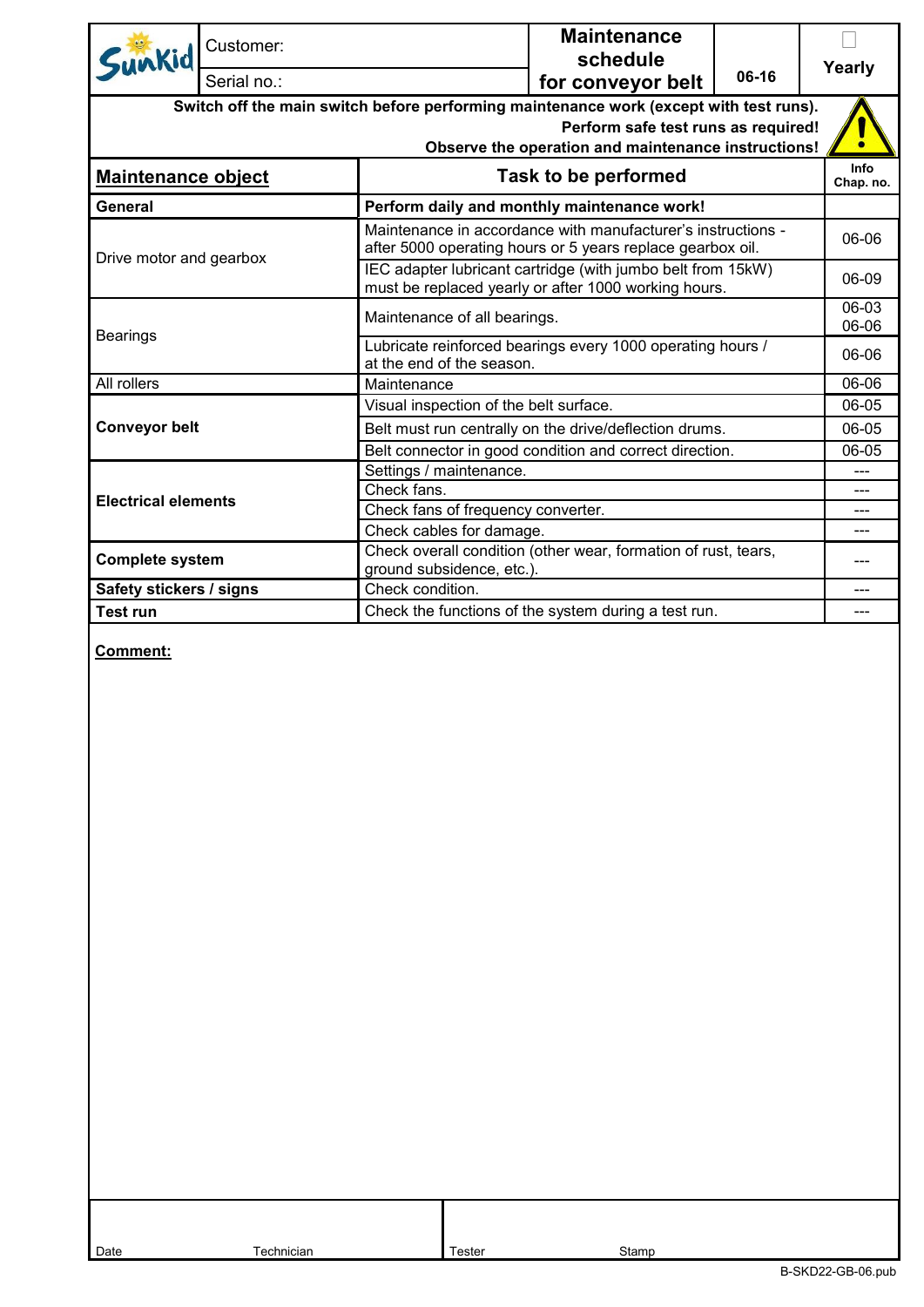| | | | | |
|---|---|---|---|---|
| SunKid | Customer: | Maintenance schedule for conveyor belt | 06-16 | ☐ Yearly |
| | Serial no.: | | | |

**Switch off the main switch before performing maintenance work (except with test runs).**
**Perform safe test runs as required!**
**Observe the operation and maintenance instructions!**

| Maintenance object | Task to be performed | Info Chap. no. |
|---|---|---|
| **General** | **Perform daily and monthly maintenance work!** | |
| Drive motor and gearbox | Maintenance in accordance with manufacturer's instructions - after 5000 operating hours or 5 years replace gearbox oil. | 06-06 |
| | IEC adapter lubricant cartridge (with jumbo belt from 15kW) must be replaced yearly or after 1000 working hours. | 06-09 |
| Bearings | Maintenance of all bearings. | 06-03 06-06 |
| | Lubricate reinforced bearings every 1000 operating hours / at the end of the season. | 06-06 |
| All rollers | Maintenance | 06-06 |
| **Conveyor belt** | Visual inspection of the belt surface. | 06-05 |
| | Belt must run centrally on the drive/deflection drums. | 06-05 |
| | Belt connector in good condition and correct direction. | 06-05 |
| **Electrical elements** | Settings / maintenance. | --- |
| | Check fans. | --- |
| | Check fans of frequency converter. | --- |
| | Check cables for damage. | --- |
| **Complete system** | Check overall condition (other wear, formation of rust, tears, ground subsidence, etc.). | --- |
| **Safety stickers / signs** | Check condition. | --- |
| **Test run** | Check the functions of the system during a test run. | --- |

**Comment:**

| | | | |
|---|---|---|---|
| Date | Technician | Tester | Stamp |

B-SKD22-GB-06.pub